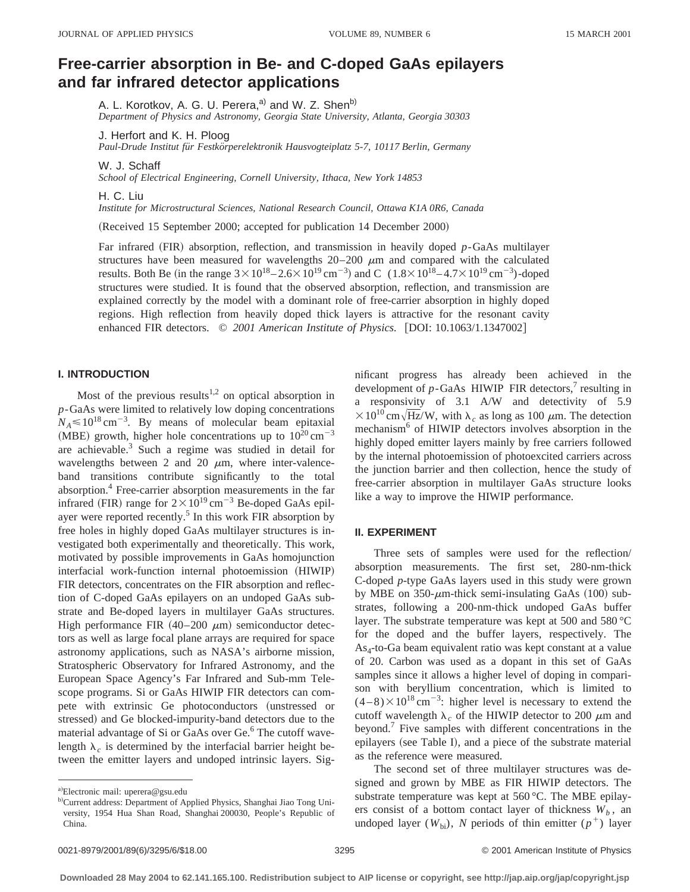# Free-carrier absorption in Be- and C-doped GaAs epilayers and far infrared detector applications

A. L. Korotkov, A. G. U. Perera,[a] and W. Z. Shen[b]
*Department of Physics and Astronomy, Georgia State University, Atlanta, Georgia 30303*

J. Herfort and K. H. Ploog
*Paul-Drude Institut für Festkörperelektronik Hausvogteiplatz 5-7, 10117 Berlin, Germany*

W. J. Schaff
*School of Electrical Engineering, Cornell University, Ithaca, New York 14853*

H. C. Liu
*Institute for Microstructural Sciences, National Research Council, Ottawa K1A 0R6, Canada*

(Received 15 September 2000; accepted for publication 14 December 2000)

Far infrared (FIR) absorption, reflection, and transmission in heavily doped *p*-GaAs multilayer structures have been measured for wavelengths 20–200 $\mu$m and compared with the calculated results. Both Be (in the range $3\times10^{18}$–$2.6\times10^{19}\,\text{cm}^{-3}$) and C $(1.8\times10^{18}$–$4.7\times10^{19}\,\text{cm}^{-3})$-doped structures were studied. It is found that the observed absorption, reflection, and transmission are explained correctly by the model with a dominant role of free-carrier absorption in highly doped regions. High reflection from heavily doped thick layers is attractive for the resonant cavity enhanced FIR detectors. © *2001 American Institute of Physics.* [DOI: 10.1063/1.1347002]

## I. INTRODUCTION

Most of the previous results[1,2] on optical absorption in *p*-GaAs were limited to relatively low doping concentrations $N_A \leqslant 10^{18}\,\text{cm}^{-3}$. By means of molecular beam epitaxial (MBE) growth, higher hole concentrations up to $10^{20}\,\text{cm}^{-3}$ are achievable.[3] Such a regime was studied in detail for wavelengths between 2 and 20 $\mu$m, where inter-valence-band transitions contribute significantly to the total absorption.[4] Free-carrier absorption measurements in the far infrared (FIR) range for $2\times10^{19}\,\text{cm}^{-3}$ Be-doped GaAs epilayer were reported recently.[5] In this work FIR absorption by free holes in highly doped GaAs multilayer structures is investigated both experimentally and theoretically. This work, motivated by possible improvements in GaAs homojunction interfacial work-function internal photoemission (HIWIP) FIR detectors, concentrates on the FIR absorption and reflection of C-doped GaAs epilayers on an undoped GaAs substrate and Be-doped layers in multilayer GaAs structures. High performance FIR (40–200 $\mu$m) semiconductor detectors as well as large focal plane arrays are required for space astronomy applications, such as NASA's airborne mission, Stratospheric Observatory for Infrared Astronomy, and the European Space Agency's Far Infrared and Sub-mm Telescope programs. Si or GaAs HIWIP FIR detectors can compete with extrinsic Ge photoconductors (unstressed or stressed) and Ge blocked-impurity-band detectors due to the material advantage of Si or GaAs over Ge.[6] The cutoff wavelength $\lambda_c$ is determined by the interfacial barrier height between the emitter layers and undoped intrinsic layers. Significant progress has already been achieved in the development of *p*-GaAs HIWIP FIR detectors,[7] resulting in a responsivity of 3.1 A/W and detectivity of $5.9\times10^{10}\,\text{cm}\sqrt{\text{Hz}}/\text{W}$, with $\lambda_c$ as long as 100 $\mu$m. The detection mechanism[6] of HIWIP detectors involves absorption in the highly doped emitter layers mainly by free carriers followed by the internal photoemission of photoexcited carriers across the junction barrier and then collection, hence the study of free-carrier absorption in multilayer GaAs structure looks like a way to improve the HIWIP performance.

## II. EXPERIMENT

Three sets of samples were used for the reflection/absorption measurements. The first set, 280-nm-thick C-doped *p*-type GaAs layers used in this study were grown by MBE on 350-$\mu$m-thick semi-insulating GaAs (100) substrates, following a 200-nm-thick undoped GaAs buffer layer. The substrate temperature was kept at 500 and 580 °C for the doped and the buffer layers, respectively. The $\text{As}_4$-to-Ga beam equivalent ratio was kept constant at a value of 20. Carbon was used as a dopant in this set of GaAs samples since it allows a higher level of doping in comparison with beryllium concentration, which is limited to $(4–8)\times10^{18}\,\text{cm}^{-3}$: higher level is necessary to extend the cutoff wavelength $\lambda_c$ of the HIWIP detector to 200 $\mu$m and beyond.[7] Five samples with different concentrations in the epilayers (see Table I), and a piece of the substrate material as the reference were measured.

The second set of three multilayer structures was designed and grown by MBE as FIR HIWIP detectors. The substrate temperature was kept at 560 °C. The MBE epilayers consist of a bottom contact layer of thickness $W_b$, an undoped layer ($W_{\text{bi}}$), $N$ periods of thin emitter ($p^+$) layer

[a]Electronic mail: uperera@gsu.edu

[b]Current address: Department of Applied Physics, Shanghai Jiao Tong University, 1954 Hua Shan Road, Shanghai 200030, People's Republic of China.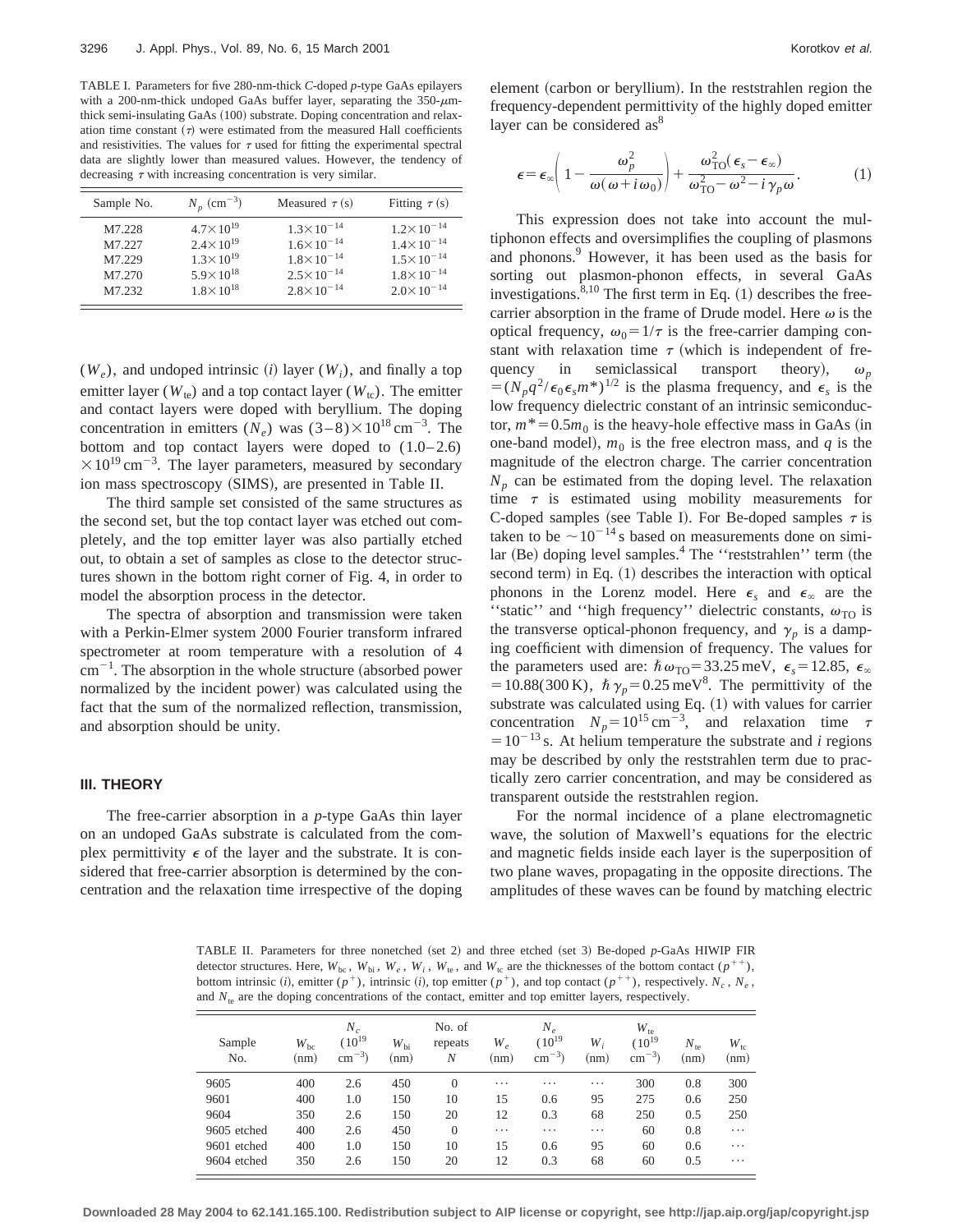TABLE I. Parameters for five 280-nm-thick *C*-doped *p*-type GaAs epilayers with a 200-nm-thick undoped GaAs buffer layer, separating the 350-$\mu$m-thick semi-insulating GaAs (100) substrate. Doping concentration and relaxation time constant ($\tau$) were estimated from the measured Hall coefficients and resistivities. The values for $\tau$ used for fitting the experimental spectral data are slightly lower than measured values. However, the tendency of decreasing $\tau$ with increasing concentration is very similar.

| Sample No. | $N_p$ (cm$^{-3}$) | Measured $\tau$ (s) | Fitting $\tau$ (s) |
|---|---|---|---|
| M7.228 | $4.7\times10^{19}$ | $1.3\times10^{-14}$ | $1.2\times10^{-14}$ |
| M7.227 | $2.4\times10^{19}$ | $1.6\times10^{-14}$ | $1.4\times10^{-14}$ |
| M7.229 | $1.3\times10^{19}$ | $1.8\times10^{-14}$ | $1.5\times10^{-14}$ |
| M7.270 | $5.9\times10^{18}$ | $2.5\times10^{-14}$ | $1.8\times10^{-14}$ |
| M7.232 | $1.8\times10^{18}$ | $2.8\times10^{-14}$ | $2.0\times10^{-14}$ |

($W_e$), and undoped intrinsic ($i$) layer ($W_i$), and finally a top emitter layer ($W_{\rm te}$) and a top contact layer ($W_{\rm tc}$). The emitter and contact layers were doped with beryllium. The doping concentration in emitters ($N_e$) was $(3-8)\times10^{18}$ cm$^{-3}$. The bottom and top contact layers were doped to $(1.0-2.6)\times10^{19}$ cm$^{-3}$. The layer parameters, measured by secondary ion mass spectroscopy (SIMS), are presented in Table II.

The third sample set consisted of the same structures as the second set, but the top contact layer was etched out completely, and the top emitter layer was also partially etched out, to obtain a set of samples as close to the detector structures shown in the bottom right corner of Fig. 4, in order to model the absorption process in the detector.

The spectra of absorption and transmission were taken with a Perkin-Elmer system 2000 Fourier transform infrared spectrometer at room temperature with a resolution of 4 cm$^{-1}$. The absorption in the whole structure (absorbed power normalized by the incident power) was calculated using the fact that the sum of the normalized reflection, transmission, and absorption should be unity.

## III. THEORY

The free-carrier absorption in a *p*-type GaAs thin layer on an undoped GaAs substrate is calculated from the complex permittivity $\epsilon$ of the layer and the substrate. It is considered that free-carrier absorption is determined by the concentration and the relaxation time irrespective of the doping element (carbon or beryllium). In the reststrahlen region the frequency-dependent permittivity of the highly doped emitter layer can be considered as[8]

$$\epsilon=\epsilon_\infty\left(1-\frac{\omega_p^2}{\omega(\omega+i\omega_0)}\right)+\frac{\omega_{\rm TO}^2(\epsilon_s-\epsilon_\infty)}{\omega_{\rm TO}^2-\omega^2-i\gamma_p\omega}. \qquad (1)$$

This expression does not take into account the multiphonon effects and oversimplifies the coupling of plasmons and phonons.[9] However, it has been used as the basis for sorting out plasmon-phonon effects, in several GaAs investigations.[8,10] The first term in Eq. (1) describes the free-carrier absorption in the frame of Drude model. Here $\omega$ is the optical frequency, $\omega_0=1/\tau$ is the free-carrier damping constant with relaxation time $\tau$ (which is independent of frequency in semiclassical transport theory), $\omega_p=(N_pq^2/\epsilon_0\epsilon_s m^*)^{1/2}$ is the plasma frequency, and $\epsilon_s$ is the low frequency dielectric constant of an intrinsic semiconductor, $m^*=0.5m_0$ is the heavy-hole effective mass in GaAs (in one-band model), $m_0$ is the free electron mass, and $q$ is the magnitude of the electron charge. The carrier concentration $N_p$ can be estimated from the doping level. The relaxation time $\tau$ is estimated using mobility measurements for C-doped samples (see Table I). For Be-doped samples $\tau$ is taken to be $\sim10^{-14}$ s based on measurements done on similar (Be) doping level samples.[4] The ''reststrahlen'' term (the second term) in Eq. (1) describes the interaction with optical phonons in the Lorenz model. Here $\epsilon_s$ and $\epsilon_\infty$ are the ''static'' and ''high frequency'' dielectric constants, $\omega_{\rm TO}$ is the transverse optical-phonon frequency, and $\gamma_p$ is a damping coefficient with dimension of frequency. The values for the parameters used are: $\hbar\omega_{\rm TO}=33.25$ meV, $\epsilon_s=12.85$, $\epsilon_\infty=10.88$(300 K), $\hbar\gamma_p=0.25$ meV[8]. The permittivity of the substrate was calculated using Eq. (1) with values for carrier concentration $N_p=10^{15}$ cm$^{-3}$, and relaxation time $\tau=10^{-13}$ s. At helium temperature the substrate and $i$ regions may be described by only the reststrahlen term due to practically zero carrier concentration, and may be considered as transparent outside the reststrahlen region.

For the normal incidence of a plane electromagnetic wave, the solution of Maxwell's equations for the electric and magnetic fields inside each layer is the superposition of two plane waves, propagating in the opposite directions. The amplitudes of these waves can be found by matching electric

TABLE II. Parameters for three nonetched (set 2) and three etched (set 3) Be-doped *p*-GaAs HIWIP FIR detector structures. Here, $W_{\rm bc}$, $W_{\rm bi}$, $W_e$, $W_i$, $W_{\rm te}$, and $W_{\rm tc}$ are the thicknesses of the bottom contact ($p^{++}$), bottom intrinsic ($i$), emitter ($p^+$), intrinsic ($i$), top emitter ($p^+$), and top contact ($p^{++}$), respectively. $N_c$, $N_e$, and $N_{\rm te}$ are the doping concentrations of the contact, emitter and top emitter layers, respectively.

| Sample No. | $W_{\rm bc}$ (nm) | $N_c$ ($10^{19}$ cm$^{-3}$) | $W_{\rm bi}$ (nm) | No. of repeats $N$ | $W_e$ (nm) | $N_e$ ($10^{19}$ cm$^{-3}$) | $W_i$ (nm) | $W_{\rm te}$ ($10^{19}$ cm$^{-3}$) | $N_{\rm te}$ (nm) | $W_{\rm tc}$ (nm) |
|---|---|---|---|---|---|---|---|---|---|---|
| 9605 | 400 | 2.6 | 450 | 0 | ⋯ | ⋯ | ⋯ | 300 | 0.8 | 300 |
| 9601 | 400 | 1.0 | 150 | 10 | 15 | 0.6 | 95 | 275 | 0.6 | 250 |
| 9604 | 350 | 2.6 | 150 | 20 | 12 | 0.3 | 68 | 250 | 0.5 | 250 |
| 9605 etched | 400 | 2.6 | 450 | 0 | ⋯ | ⋯ | ⋯ | 60 | 0.8 | ⋯ |
| 9601 etched | 400 | 1.0 | 150 | 10 | 15 | 0.6 | 95 | 60 | 0.6 | ⋯ |
| 9604 etched | 350 | 2.6 | 150 | 20 | 12 | 0.3 | 68 | 60 | 0.5 | ⋯ |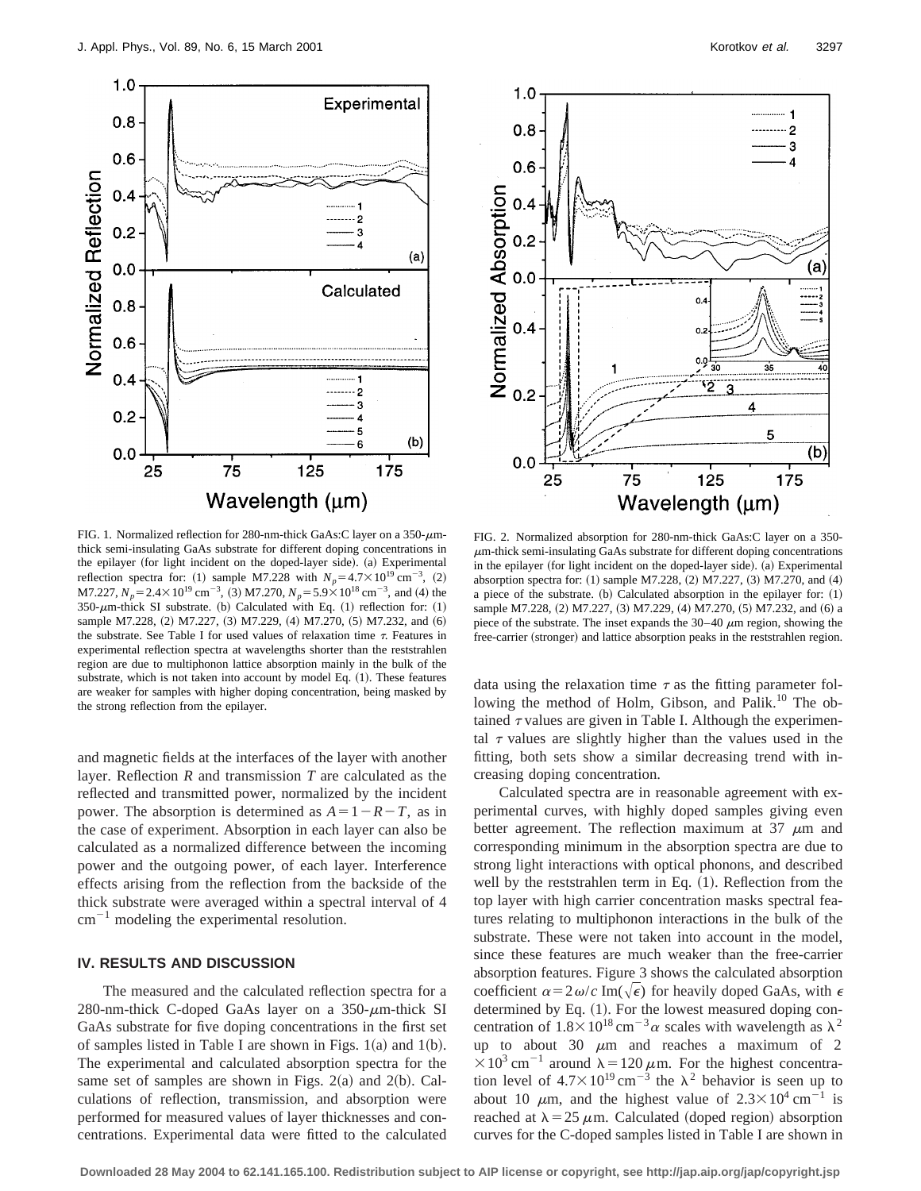FIG. 1. Normalized reflection for 280-nm-thick GaAs:C layer on a 350-$\mu$m-thick semi-insulating GaAs substrate for different doping concentrations in the epilayer (for light incident on the doped-layer side). (a) Experimental reflection spectra for: (1) sample M7.228 with $N_p = 4.7\times10^{19}\,\mathrm{cm}^{-3}$, (2) M7.227, $N_p = 2.4\times10^{19}\,\mathrm{cm}^{-3}$, (3) M7.270, $N_p = 5.9\times10^{18}\,\mathrm{cm}^{-3}$, and (4) the 350-$\mu$m-thick SI substrate. (b) Calculated with Eq. (1) reflection for: (1) sample M7.228, (2) M7.227, (3) M7.229, (4) M7.270, (5) M7.232, and (6) the substrate. See Table I for used values of relaxation time $\tau$. Features in experimental reflection spectra at wavelengths shorter than the reststrahlen region are due to multiphonon lattice absorption mainly in the bulk of the substrate, which is not taken into account by model Eq. (1). These features are weaker for samples with higher doping concentration, being masked by the strong reflection from the epilayer.

FIG. 2. Normalized absorption for 280-nm-thick GaAs:C layer on a 350-$\mu$m-thick semi-insulating GaAs substrate for different doping concentrations in the epilayer (for light incident on the doped-layer side). (a) Experimental absorption spectra for: (1) sample M7.228, (2) M7.227, (3) M7.270, and (4) a piece of the substrate. (b) Calculated absorption in the epilayer for: (1) sample M7.228, (2) M7.227, (3) M7.229, (4) M7.270, (5) M7.232, and (6) a piece of the substrate. The inset expands the 30–40 $\mu$m region, showing the free-carrier (stronger) and lattice absorption peaks in the reststrahlen region.

and magnetic fields at the interfaces of the layer with another layer. Reflection $R$ and transmission $T$ are calculated as the reflected and transmitted power, normalized by the incident power. The absorption is determined as $A=1-R-T$, as in the case of experiment. Absorption in each layer can also be calculated as a normalized difference between the incoming power and the outgoing power, of each layer. Interference effects arising from the reflection from the backside of the thick substrate were averaged within a spectral interval of 4 $\mathrm{cm}^{-1}$ modeling the experimental resolution.

## IV. RESULTS AND DISCUSSION

The measured and the calculated reflection spectra for a 280-nm-thick C-doped GaAs layer on a 350-$\mu$m-thick SI GaAs substrate for five doping concentrations in the first set of samples listed in Table I are shown in Figs. 1(a) and 1(b). The experimental and calculated absorption spectra for the same set of samples are shown in Figs. 2(a) and 2(b). Calculations of reflection, transmission, and absorption were performed for measured values of layer thicknesses and concentrations. Experimental data were fitted to the calculated data using the relaxation time $\tau$ as the fitting parameter following the method of Holm, Gibson, and Palik.[10] The obtained $\tau$ values are given in Table I. Although the experimental $\tau$ values are slightly higher than the values used in the fitting, both sets show a similar decreasing trend with increasing doping concentration.

Calculated spectra are in reasonable agreement with experimental curves, with highly doped samples giving even better agreement. The reflection maximum at 37 $\mu$m and corresponding minimum in the absorption spectra are due to strong light interactions with optical phonons, and described well by the reststrahlen term in Eq. (1). Reflection from the top layer with high carrier concentration masks spectral features relating to multiphonon interactions in the bulk of the substrate. These were not taken into account in the model, since these features are much weaker than the free-carrier absorption features. Figure 3 shows the calculated absorption coefficient $\alpha = 2\omega/c\,\mathrm{Im}(\sqrt{\epsilon})$ for heavily doped GaAs, with $\epsilon$ determined by Eq. (1). For the lowest measured doping concentration of $1.8\times10^{18}\,\mathrm{cm}^{-3}$ $\alpha$ scales with wavelength as $\lambda^2$ up to about 30 $\mu$m and reaches a maximum of $2\times10^{3}\,\mathrm{cm}^{-1}$ around $\lambda = 120\,\mu$m. For the highest concentration level of $4.7\times10^{19}\,\mathrm{cm}^{-3}$ the $\lambda^2$ behavior is seen up to about 10 $\mu$m, and the highest value of $2.3\times10^{4}\,\mathrm{cm}^{-1}$ is reached at $\lambda = 25\,\mu$m. Calculated (doped region) absorption curves for the C-doped samples listed in Table I are shown in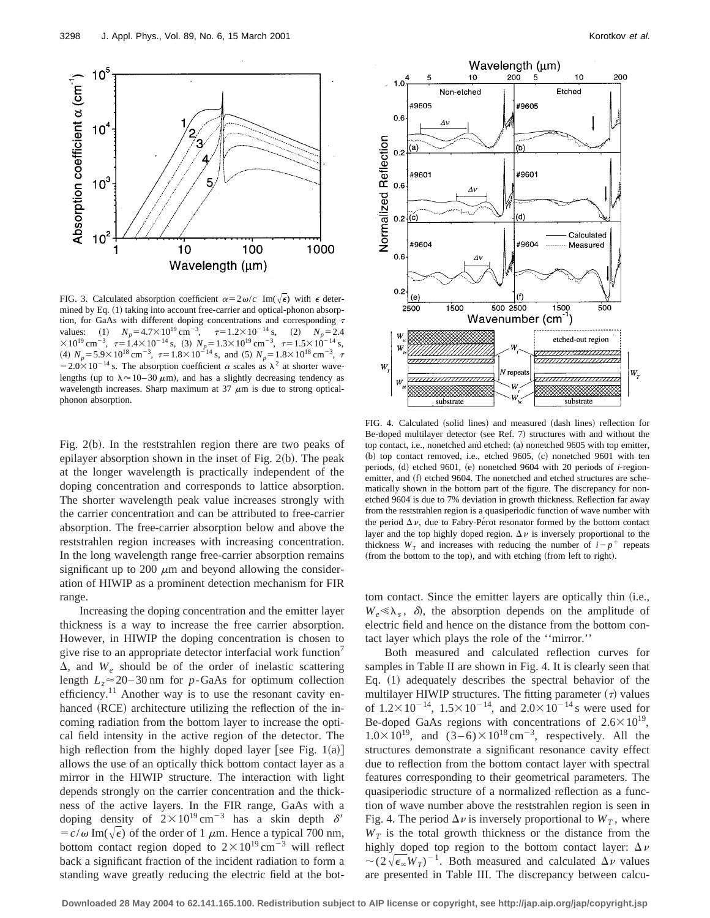FIG. 3. Calculated absorption coefficient $\alpha=2\omega/c\ \mathrm{Im}(\sqrt{\epsilon})$ with $\epsilon$ determined by Eq. (1) taking into account free-carrier and optical-phonon absorption, for GaAs with different doping concentrations and corresponding $\tau$ values: (1) $N_p=4.7\times10^{19}\ \mathrm{cm}^{-3}$, $\tau=1.2\times10^{-14}$ s, (2) $N_p=2.4\times10^{19}\ \mathrm{cm}^{-3}$, $\tau=1.4\times10^{-14}$ s, (3) $N_p=1.3\times10^{19}\ \mathrm{cm}^{-3}$, $\tau=1.5\times10^{-14}$ s, (4) $N_p=5.9\times10^{18}\ \mathrm{cm}^{-3}$, $\tau=1.8\times10^{-14}$ s, and (5) $N_p=1.8\times10^{18}\ \mathrm{cm}^{-3}$, $\tau=2.0\times10^{-14}$ s. The absorption coefficient $\alpha$ scales as $\lambda^2$ at shorter wavelengths (up to $\lambda\approx10$–$30\ \mu$m), and has a slightly decreasing tendency as wavelength increases. Sharp maximum at 37 $\mu$m is due to strong optical-phonon absorption.

FIG. 4. Calculated (solid lines) and measured (dash lines) reflection for Be-doped multilayer detector (see Ref. 7) structures with and without the top contact, i.e., nonetched and etched: (a) nonetched 9605 with top emitter, (b) top contact removed, i.e., etched 9605, (c) nonetched 9601 with ten periods, (d) etched 9601, (e) nonetched 9604 with 20 periods of *i*-region-emitter, and (f) etched 9604. The nonetched and etched structures are schematically shown in the bottom part of the figure. The discrepancy for nonetched 9604 is due to 7% deviation in growth thickness. Reflection far away from the reststrahlen region is a quasiperiodic function of wave number with the period $\Delta\nu$, due to Fabry-Pérot resonator formed by the bottom contact layer and the top highly doped region. $\Delta\nu$ is inversely proportional to the thickness $W_T$ and increases with reducing the number of $i-p^+$ repeats (from the bottom to the top), and with etching (from left to right).

Fig. 2(b). In the reststrahlen region there are two peaks of epilayer absorption shown in the inset of Fig. 2(b). The peak at the longer wavelength is practically independent of the doping concentration and corresponds to lattice absorption. The shorter wavelength peak value increases strongly with the carrier concentration and can be attributed to free-carrier absorption. The free-carrier absorption below and above the reststrahlen region increases with increasing concentration. In the long wavelength range free-carrier absorption remains significant up to 200 $\mu$m and beyond allowing the consideration of HIWIP as a prominent detection mechanism for FIR range.

Increasing the doping concentration and the emitter layer thickness is a way to increase the free carrier absorption. However, in HIWIP the doping concentration is chosen to give rise to an appropriate detector interfacial work function[7] $\Delta$, and $W_e$ should be of the order of inelastic scattering length $L_z\approx20$–$30$ nm for *p*-GaAs for optimum collection efficiency.[11] Another way is to use the resonant cavity enhanced (RCE) architecture utilizing the reflection of the incoming radiation from the bottom layer to increase the optical field intensity in the active region of the detector. The high reflection from the highly doped layer [see Fig. 1(a)] allows the use of an optically thick bottom contact layer as a mirror in the HIWIP structure. The interaction with light depends strongly on the carrier concentration and the thickness of the active layers. In the FIR range, GaAs with a doping density of $2\times10^{19}\ \mathrm{cm}^{-3}$ has a skin depth $\delta'=c/\omega\ \mathrm{Im}(\sqrt{\epsilon})$ of the order of 1 $\mu$m. Hence a typical 700 nm, bottom contact region doped to $2\times10^{19}\ \mathrm{cm}^{-3}$ will reflect back a significant fraction of the incident radiation to form a standing wave greatly reducing the electric field at the bottom contact. Since the emitter layers are optically thin (i.e., $W_e\ll\lambda_s$, $\delta$), the absorption depends on the amplitude of electric field and hence on the distance from the bottom contact layer which plays the role of the "mirror."

Both measured and calculated reflection curves for samples in Table II are shown in Fig. 4. It is clearly seen that Eq. (1) adequately describes the spectral behavior of the multilayer HIWIP structures. The fitting parameter ($\tau$) values of $1.2\times10^{-14}$, $1.5\times10^{-14}$, and $2.0\times10^{-14}$ s were used for Be-doped GaAs regions with concentrations of $2.6\times10^{19}$, $1.0\times10^{19}$, and $(3-6)\times10^{18}\ \mathrm{cm}^{-3}$, respectively. All the structures demonstrate a significant resonance cavity effect due to reflection from the bottom contact layer with spectral features corresponding to their geometrical parameters. The quasiperiodic structure of a normalized reflection as a function of wave number above the reststrahlen region is seen in Fig. 4. The period $\Delta\nu$ is inversely proportional to $W_T$, where $W_T$ is the total growth thickness or the distance from the highly doped top region to the bottom contact layer: $\Delta\nu\sim(2\sqrt{\epsilon_\infty}W_T)^{-1}$. Both measured and calculated $\Delta\nu$ values are presented in Table III. The discrepancy between calcu-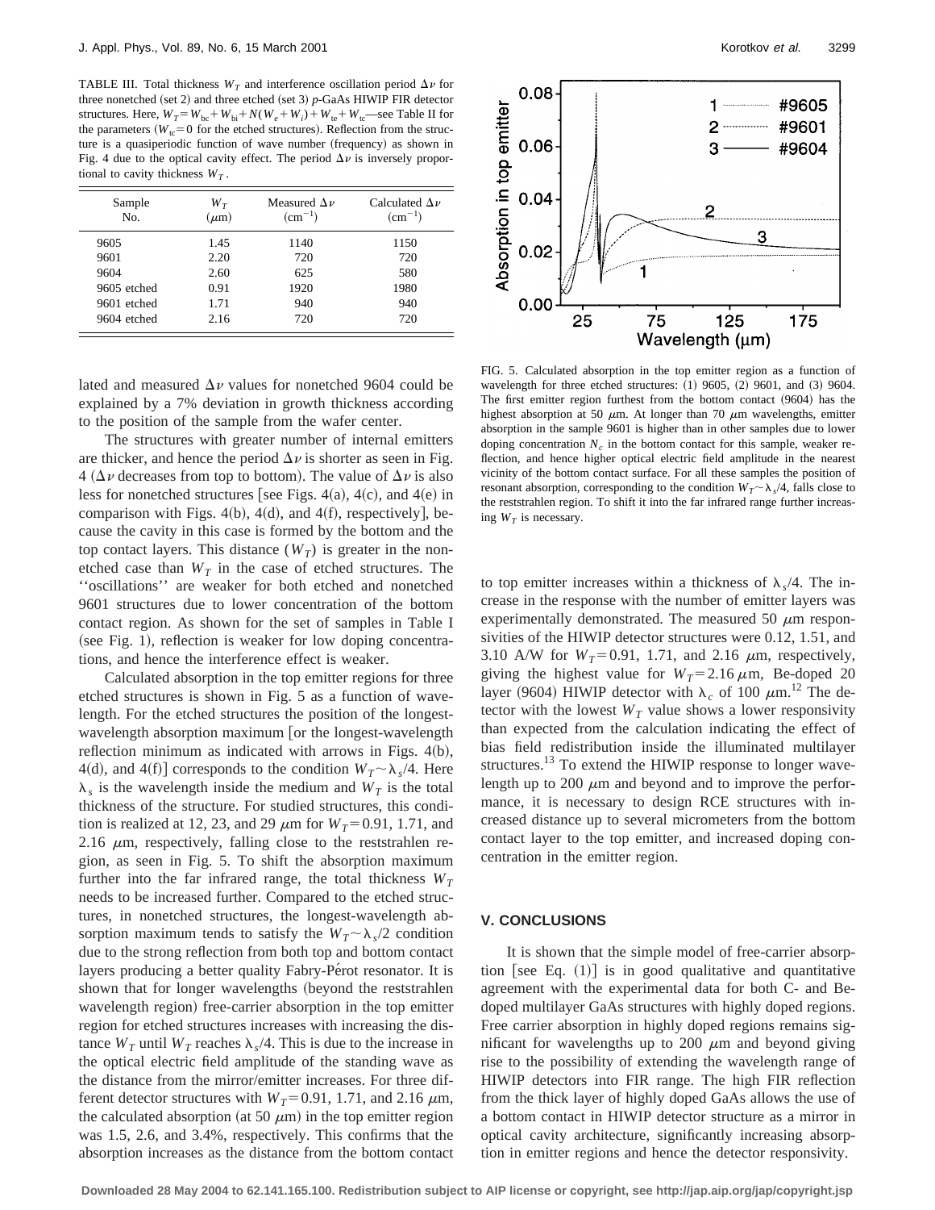TABLE III. Total thickness $W_T$ and interference oscillation period $\Delta\nu$ for three nonetched (set 2) and three etched (set 3) *p*-GaAs HIWIP FIR detector structures. Here, $W_T = W_{bc} + W_{bi} + N(W_e + W_i) + W_{te} + W_{tc}$—see Table II for the parameters ($W_{tc}=0$ for the etched structures). Reflection from the structure is a quasiperiodic function of wave number (frequency) as shown in Fig. 4 due to the optical cavity effect. The period $\Delta\nu$ is inversely proportional to cavity thickness $W_T$.

| Sample No. | $W_T$ ($\mu$m) | Measured $\Delta\nu$ (cm$^{-1}$) | Calculated $\Delta\nu$ (cm$^{-1}$) |
|---|---|---|---|
| 9605 | 1.45 | 1140 | 1150 |
| 9601 | 2.20 | 720 | 720 |
| 9604 | 2.60 | 625 | 580 |
| 9605 etched | 0.91 | 1920 | 1980 |
| 9601 etched | 1.71 | 940 | 940 |
| 9604 etched | 2.16 | 720 | 720 |

lated and measured $\Delta\nu$ values for nonetched 9604 could be explained by a 7% deviation in growth thickness according to the position of the sample from the wafer center.

The structures with greater number of internal emitters are thicker, and hence the period $\Delta\nu$ is shorter as seen in Fig. 4 ($\Delta\nu$ decreases from top to bottom). The value of $\Delta\nu$ is also less for nonetched structures [see Figs. 4(a), 4(c), and 4(e) in comparison with Figs. 4(b), 4(d), and 4(f), respectively], because the cavity in this case is formed by the bottom and the top contact layers. This distance ($W_T$) is greater in the nonetched case than $W_T$ in the case of etched structures. The ''oscillations'' are weaker for both etched and nonetched 9601 structures due to lower concentration of the bottom contact region. As shown for the set of samples in Table I (see Fig. 1), reflection is weaker for low doping concentrations, and hence the interference effect is weaker.

Calculated absorption in the top emitter regions for three etched structures is shown in Fig. 5 as a function of wavelength. For the etched structures the position of the longest-wavelength absorption maximum [or the longest-wavelength reflection minimum as indicated with arrows in Figs. 4(b), 4(d), and 4(f)] corresponds to the condition $W_T \sim \lambda_s/4$. Here $\lambda_s$ is the wavelength inside the medium and $W_T$ is the total thickness of the structure. For studied structures, this condition is realized at 12, 23, and 29 $\mu$m for $W_T = 0.91$, 1.71, and 2.16 $\mu$m, respectively, falling close to the reststrahlen region, as seen in Fig. 5. To shift the absorption maximum further into the far infrared range, the total thickness $W_T$ needs to be increased further. Compared to the etched structures, in nonetched structures, the longest-wavelength absorption maximum tends to satisfy the $W_T \sim \lambda_s/2$ condition due to the strong reflection from both top and bottom contact layers producing a better quality Fabry-Pérot resonator. It is shown that for longer wavelengths (beyond the reststrahlen wavelength region) free-carrier absorption in the top emitter region for etched structures increases with increasing the distance $W_T$ until $W_T$ reaches $\lambda_s/4$. This is due to the increase in the optical electric field amplitude of the standing wave as the distance from the mirror/emitter increases. For three different detector structures with $W_T = 0.91$, 1.71, and 2.16 $\mu$m, the calculated absorption (at 50 $\mu$m) in the top emitter region was 1.5, 2.6, and 3.4%, respectively. This confirms that the absorption increases as the distance from the bottom contact to top emitter increases within a thickness of $\lambda_s/4$. The increase in the response with the number of emitter layers was experimentally demonstrated. The measured 50 $\mu$m responsivities of the HIWIP detector structures were 0.12, 1.51, and 3.10 A/W for $W_T = 0.91$, 1.71, and 2.16 $\mu$m, respectively, giving the highest value for $W_T = 2.16\,\mu$m, Be-doped 20 layer (9604) HIWIP detector with $\lambda_c$ of 100 $\mu$m.[12] The detector with the lowest $W_T$ value shows a lower responsivity than expected from the calculation indicating the effect of bias field redistribution inside the illuminated multilayer structures.[13] To extend the HIWIP response to longer wavelength up to 200 $\mu$m and beyond and to improve the performance, it is necessary to design RCE structures with increased distance up to several micrometers from the bottom contact layer to the top emitter, and increased doping concentration in the emitter region.

FIG. 5. Calculated absorption in the top emitter region as a function of wavelength for three etched structures: (1) 9605, (2) 9601, and (3) 9604. The first emitter region furthest from the bottom contact (9604) has the highest absorption at 50 $\mu$m. At longer than 70 $\mu$m wavelengths, emitter absorption in the sample 9601 is higher than in other samples due to lower doping concentration $N_c$ in the bottom contact for this sample, weaker reflection, and hence higher optical electric field amplitude in the nearest vicinity of the bottom contact surface. For all these samples the position of resonant absorption, corresponding to the condition $W_T \sim \lambda_s/4$, falls close to the reststrahlen region. To shift it into the far infrared range further increasing $W_T$ is necessary.

## V. CONCLUSIONS

It is shown that the simple model of free-carrier absorption [see Eq. (1)] is in good qualitative and quantitative agreement with the experimental data for both C- and Be-doped multilayer GaAs structures with highly doped regions. Free carrier absorption in highly doped regions remains significant for wavelengths up to 200 $\mu$m and beyond giving rise to the possibility of extending the wavelength range of HIWIP detectors into FIR range. The high FIR reflection from the thick layer of highly doped GaAs allows the use of a bottom contact in HIWIP detector structure as a mirror in optical cavity architecture, significantly increasing absorption in emitter regions and hence the detector responsivity.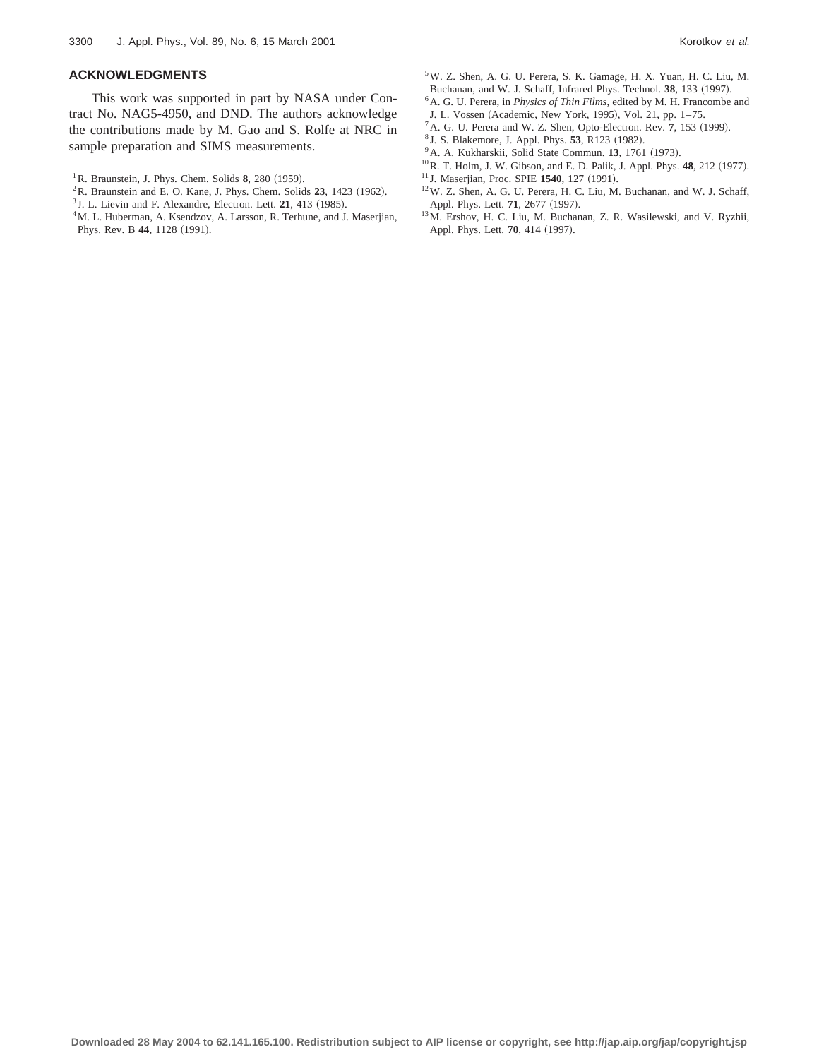## ACKNOWLEDGMENTS

This work was supported in part by NASA under Contract No. NAG5-4950, and DND. The authors acknowledge the contributions made by M. Gao and S. Rolfe at NRC in sample preparation and SIMS measurements.

[1] R. Braunstein, J. Phys. Chem. Solids **8**, 280 (1959).
[2] R. Braunstein and E. O. Kane, J. Phys. Chem. Solids **23**, 1423 (1962).
[3] J. L. Lievin and F. Alexandre, Electron. Lett. **21**, 413 (1985).
[4] M. L. Huberman, A. Ksendzov, A. Larsson, R. Terhune, and J. Maserjian, Phys. Rev. B **44**, 1128 (1991).
[5] W. Z. Shen, A. G. U. Perera, S. K. Gamage, H. X. Yuan, H. C. Liu, M. Buchanan, and W. J. Schaff, Infrared Phys. Technol. **38**, 133 (1997).
[6] A. G. U. Perera, in *Physics of Thin Films*, edited by M. H. Francombe and J. L. Vossen (Academic, New York, 1995), Vol. 21, pp. 1–75.
[7] A. G. U. Perera and W. Z. Shen, Opto-Electron. Rev. **7**, 153 (1999).
[8] J. S. Blakemore, J. Appl. Phys. **53**, R123 (1982).
[9] A. A. Kukharskii, Solid State Commun. **13**, 1761 (1973).
[10] R. T. Holm, J. W. Gibson, and E. D. Palik, J. Appl. Phys. **48**, 212 (1977).
[11] J. Maserjian, Proc. SPIE **1540**, 127 (1991).
[12] W. Z. Shen, A. G. U. Perera, H. C. Liu, M. Buchanan, and W. J. Schaff, Appl. Phys. Lett. **71**, 2677 (1997).
[13] M. Ershov, H. C. Liu, M. Buchanan, Z. R. Wasilewski, and V. Ryzhii, Appl. Phys. Lett. **70**, 414 (1997).